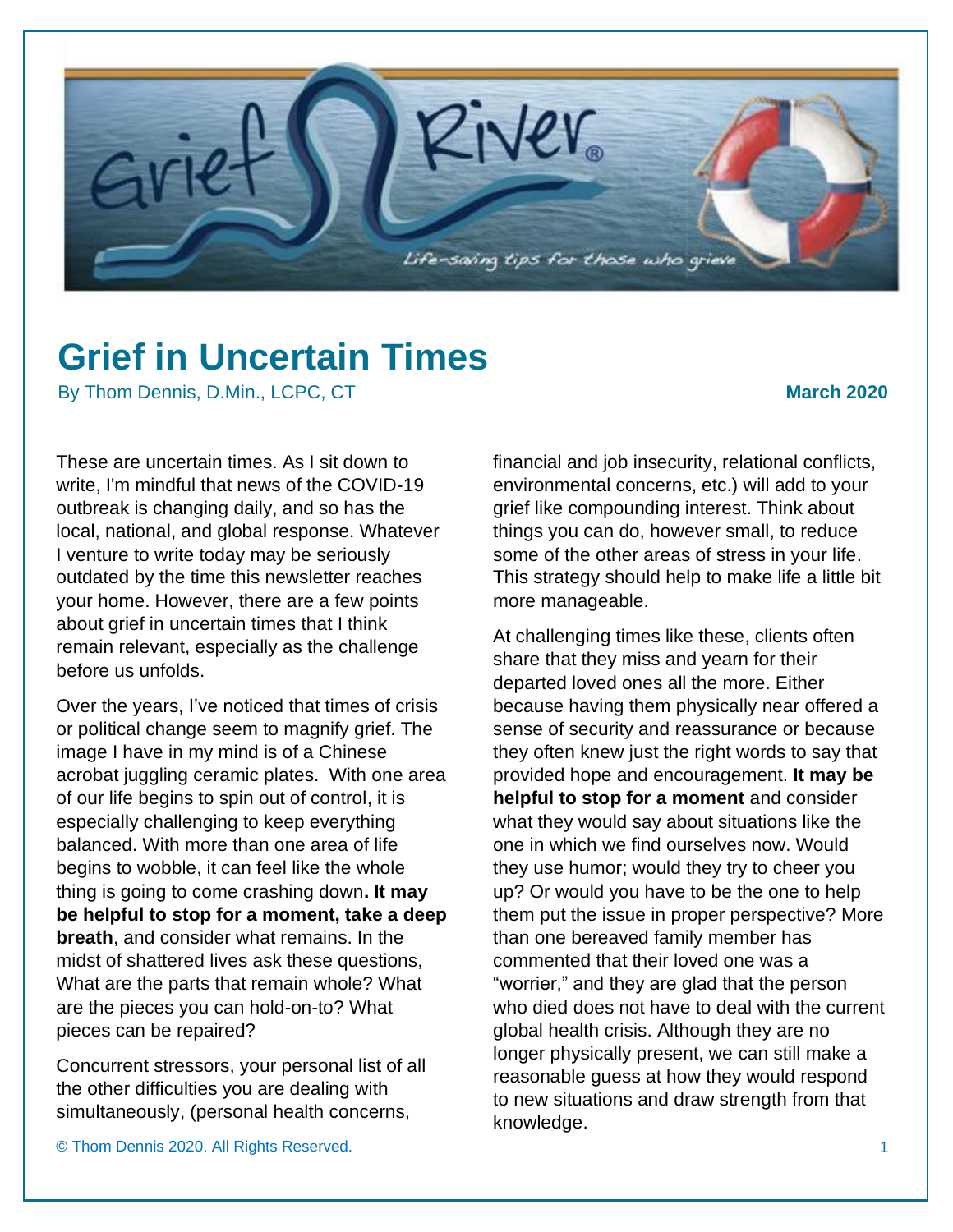Grief River®

Life-saving tips for those who grieve

# Grief in Uncertain Times

By Thom Dennis, D.Min., LCPC, CT

**March 2020**

These are uncertain times. As I sit down to write, I'm mindful that news of the COVID-19 outbreak is changing daily, and so has the local, national, and global response. Whatever I venture to write today may be seriously outdated by the time this newsletter reaches your home. However, there are a few points about grief in uncertain times that I think remain relevant, especially as the challenge before us unfolds.

Over the years, I've noticed that times of crisis or political change seem to magnify grief. The image I have in my mind is of a Chinese acrobat juggling ceramic plates. With one area of our life begins to spin out of control, it is especially challenging to keep everything balanced. With more than one area of life begins to wobble, it can feel like the whole thing is going to come crashing down**. It may be helpful to stop for a moment, take a deep breath**, and consider what remains. In the midst of shattered lives ask these questions, What are the parts that remain whole? What are the pieces you can hold-on-to? What pieces can be repaired?

Concurrent stressors, your personal list of all the other difficulties you are dealing with simultaneously, (personal health concerns, financial and job insecurity, relational conflicts, environmental concerns, etc.) will add to your grief like compounding interest. Think about things you can do, however small, to reduce some of the other areas of stress in your life. This strategy should help to make life a little bit more manageable.

At challenging times like these, clients often share that they miss and yearn for their departed loved ones all the more. Either because having them physically near offered a sense of security and reassurance or because they often knew just the right words to say that provided hope and encouragement. **It may be helpful to stop for a moment** and consider what they would say about situations like the one in which we find ourselves now. Would they use humor; would they try to cheer you up? Or would you have to be the one to help them put the issue in proper perspective? More than one bereaved family member has commented that their loved one was a "worrier," and they are glad that the person who died does not have to deal with the current global health crisis. Although they are no longer physically present, we can still make a reasonable guess at how they would respond to new situations and draw strength from that knowledge.

© Thom Dennis 2020. All Rights Reserved.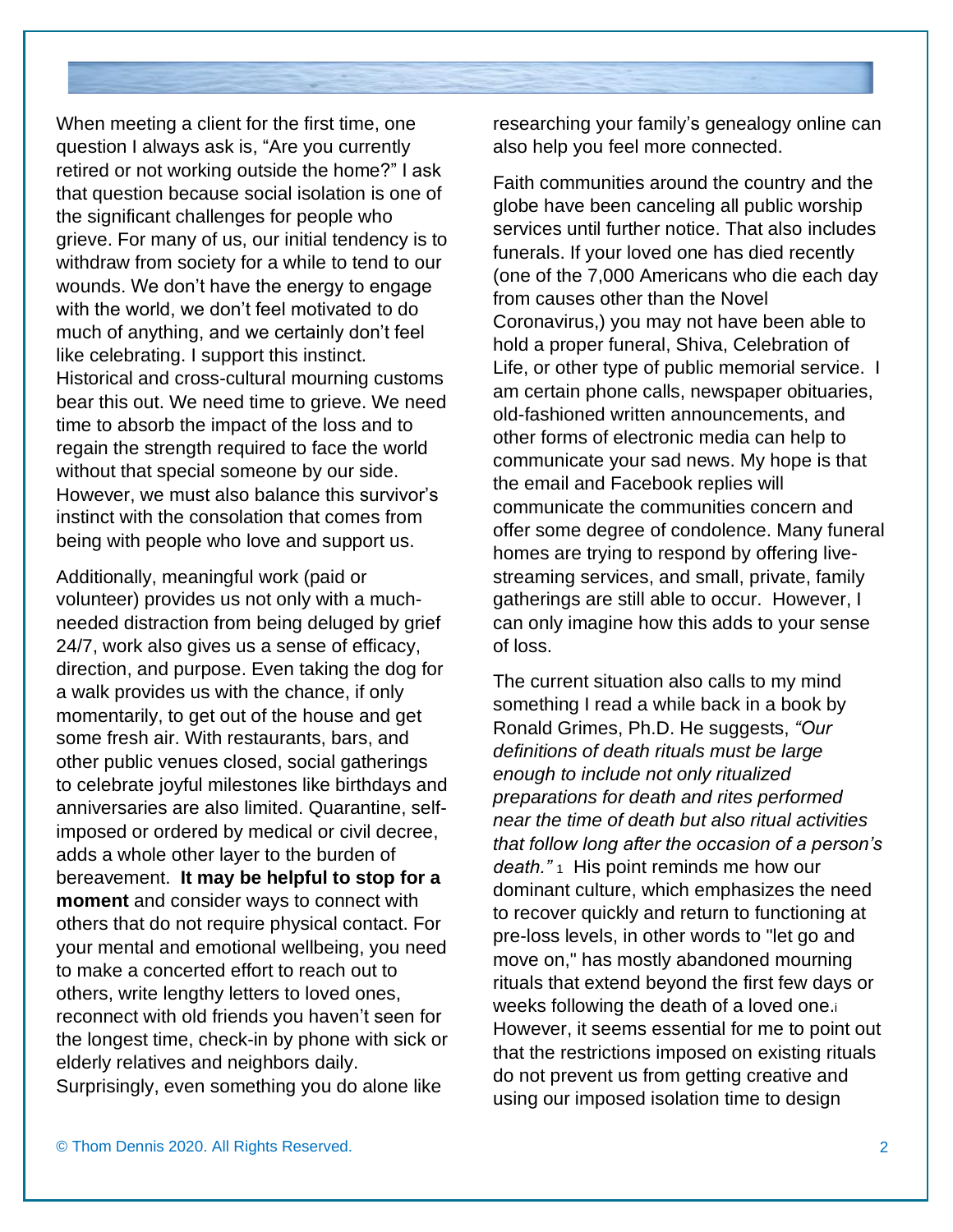When meeting a client for the first time, one question I always ask is, "Are you currently retired or not working outside the home?" I ask that question because social isolation is one of the significant challenges for people who grieve. For many of us, our initial tendency is to withdraw from society for a while to tend to our wounds. We don't have the energy to engage with the world, we don't feel motivated to do much of anything, and we certainly don't feel like celebrating. I support this instinct. Historical and cross-cultural mourning customs bear this out. We need time to grieve. We need time to absorb the impact of the loss and to regain the strength required to face the world without that special someone by our side. However, we must also balance this survivor's instinct with the consolation that comes from being with people who love and support us.

Additionally, meaningful work (paid or volunteer) provides us not only with a much-needed distraction from being deluged by grief 24/7, work also gives us a sense of efficacy, direction, and purpose. Even taking the dog for a walk provides us with the chance, if only momentarily, to get out of the house and get some fresh air. With restaurants, bars, and other public venues closed, social gatherings to celebrate joyful milestones like birthdays and anniversaries are also limited. Quarantine, self-imposed or ordered by medical or civil decree, adds a whole other layer to the burden of bereavement. **It may be helpful to stop for a moment** and consider ways to connect with others that do not require physical contact. For your mental and emotional wellbeing, you need to make a concerted effort to reach out to others, write lengthy letters to loved ones, reconnect with old friends you haven't seen for the longest time, check-in by phone with sick or elderly relatives and neighbors daily. Surprisingly, even something you do alone like researching your family's genealogy online can also help you feel more connected.

Faith communities around the country and the globe have been canceling all public worship services until further notice. That also includes funerals. If your loved one has died recently (one of the 7,000 Americans who die each day from causes other than the Novel Coronavirus,) you may not have been able to hold a proper funeral, Shiva, Celebration of Life, or other type of public memorial service. I am certain phone calls, newspaper obituaries, old-fashioned written announcements, and other forms of electronic media can help to communicate your sad news. My hope is that the email and Facebook replies will communicate the communities concern and offer some degree of condolence. Many funeral homes are trying to respond by offering live-streaming services, and small, private, family gatherings are still able to occur. However, I can only imagine how this adds to your sense of loss.

The current situation also calls to my mind something I read a while back in a book by Ronald Grimes, Ph.D. He suggests, *"Our definitions of death rituals must be large enough to include not only ritualized preparations for death and rites performed near the time of death but also ritual activities that follow long after the occasion of a person's death."* [1] His point reminds me how our dominant culture, which emphasizes the need to recover quickly and return to functioning at pre-loss levels, in other words to "let go and move on," has mostly abandoned mourning rituals that extend beyond the first few days or weeks following the death of a loved one.[i] However, it seems essential for me to point out that the restrictions imposed on existing rituals do not prevent us from getting creative and using our imposed isolation time to design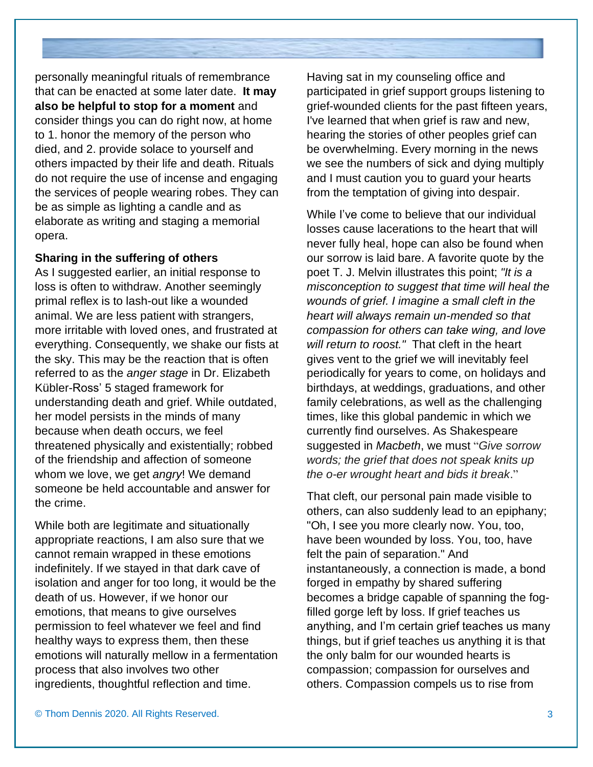personally meaningful rituals of remembrance that can be enacted at some later date. **It may also be helpful to stop for a moment** and consider things you can do right now, at home to 1. honor the memory of the person who died, and 2. provide solace to yourself and others impacted by their life and death. Rituals do not require the use of incense and engaging the services of people wearing robes. They can be as simple as lighting a candle and as elaborate as writing and staging a memorial opera.

**Sharing in the suffering of others**

As I suggested earlier, an initial response to loss is often to withdraw. Another seemingly primal reflex is to lash-out like a wounded animal. We are less patient with strangers, more irritable with loved ones, and frustrated at everything. Consequently, we shake our fists at the sky. This may be the reaction that is often referred to as the *anger stage* in Dr. Elizabeth Kübler-Ross' 5 staged framework for understanding death and grief. While outdated, her model persists in the minds of many because when death occurs, we feel threatened physically and existentially; robbed of the friendship and affection of someone whom we love, we get *angry*! We demand someone be held accountable and answer for the crime.

While both are legitimate and situationally appropriate reactions, I am also sure that we cannot remain wrapped in these emotions indefinitely. If we stayed in that dark cave of isolation and anger for too long, it would be the death of us. However, if we honor our emotions, that means to give ourselves permission to feel whatever we feel and find healthy ways to express them, then these emotions will naturally mellow in a fermentation process that also involves two other ingredients, thoughtful reflection and time.

Having sat in my counseling office and participated in grief support groups listening to grief-wounded clients for the past fifteen years, I've learned that when grief is raw and new, hearing the stories of other peoples grief can be overwhelming. Every morning in the news we see the numbers of sick and dying multiply and I must caution you to guard your hearts from the temptation of giving into despair.

While I've come to believe that our individual losses cause lacerations to the heart that will never fully heal, hope can also be found when our sorrow is laid bare. A favorite quote by the poet T. J. Melvin illustrates this point; *"It is a misconception to suggest that time will heal the wounds of grief. I imagine a small cleft in the heart will always remain un-mended so that compassion for others can take wing, and love will return to roost."* That cleft in the heart gives vent to the grief we will inevitably feel periodically for years to come, on holidays and birthdays, at weddings, graduations, and other family celebrations, as well as the challenging times, like this global pandemic in which we currently find ourselves. As Shakespeare suggested in *Macbeth*, we must "*Give sorrow words; the grief that does not speak knits up the o-er wrought heart and bids it break*."

That cleft, our personal pain made visible to others, can also suddenly lead to an epiphany; "Oh, I see you more clearly now. You, too, have been wounded by loss. You, too, have felt the pain of separation." And instantaneously, a connection is made, a bond forged in empathy by shared suffering becomes a bridge capable of spanning the fog-filled gorge left by loss. If grief teaches us anything, and I'm certain grief teaches us many things, but if grief teaches us anything it is that the only balm for our wounded hearts is compassion; compassion for ourselves and others. Compassion compels us to rise from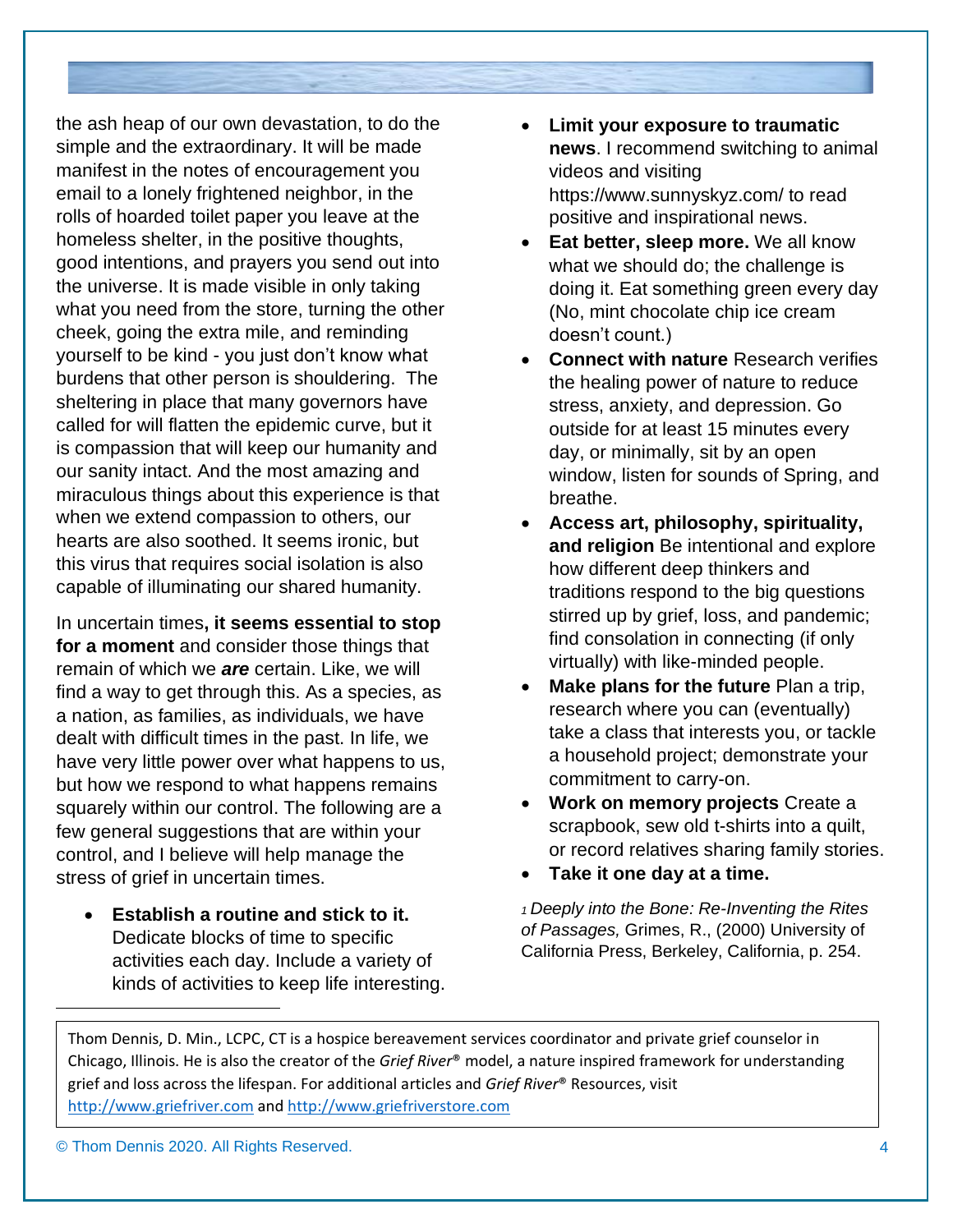the ash heap of our own devastation, to do the simple and the extraordinary. It will be made manifest in the notes of encouragement you email to a lonely frightened neighbor, in the rolls of hoarded toilet paper you leave at the homeless shelter, in the positive thoughts, good intentions, and prayers you send out into the universe. It is made visible in only taking what you need from the store, turning the other cheek, going the extra mile, and reminding yourself to be kind - you just don't know what burdens that other person is shouldering. The sheltering in place that many governors have called for will flatten the epidemic curve, but it is compassion that will keep our humanity and our sanity intact. And the most amazing and miraculous things about this experience is that when we extend compassion to others, our hearts are also soothed. It seems ironic, but this virus that requires social isolation is also capable of illuminating our shared humanity.

In uncertain times**, it seems essential to stop for a moment** and consider those things that remain of which we ***are*** certain. Like, we will find a way to get through this. As a species, as a nation, as families, as individuals, we have dealt with difficult times in the past. In life, we have very little power over what happens to us, but how we respond to what happens remains squarely within our control. The following are a few general suggestions that are within your control, and I believe will help manage the stress of grief in uncertain times.

- **Establish a routine and stick to it.** Dedicate blocks of time to specific activities each day. Include a variety of kinds of activities to keep life interesting.
- **Limit your exposure to traumatic news**. I recommend switching to animal videos and visiting https://www.sunnyskyz.com/ to read positive and inspirational news.
- **Eat better, sleep more.** We all know what we should do; the challenge is doing it. Eat something green every day (No, mint chocolate chip ice cream doesn't count.)
- **Connect with nature** Research verifies the healing power of nature to reduce stress, anxiety, and depression. Go outside for at least 15 minutes every day, or minimally, sit by an open window, listen for sounds of Spring, and breathe.
- **Access art, philosophy, spirituality, and religion** Be intentional and explore how different deep thinkers and traditions respond to the big questions stirred up by grief, loss, and pandemic; find consolation in connecting (if only virtually) with like-minded people.
- **Make plans for the future** Plan a trip, research where you can (eventually) take a class that interests you, or tackle a household project; demonstrate your commitment to carry-on.
- **Work on memory projects** Create a scrapbook, sew old t-shirts into a quilt, or record relatives sharing family stories.
- **Take it one day at a time.**

[1] *Deeply into the Bone: Re-Inventing the Rites of Passages,* Grimes, R., (2000) University of California Press, Berkeley, California, p. 254.

Thom Dennis, D. Min., LCPC, CT is a hospice bereavement services coordinator and private grief counselor in Chicago, Illinois. He is also the creator of the *Grief River*® model, a nature inspired framework for understanding grief and loss across the lifespan. For additional articles and *Grief River*® Resources, visit http://www.griefriver.com and http://www.griefriverstore.com

© Thom Dennis 2020. All Rights Reserved.